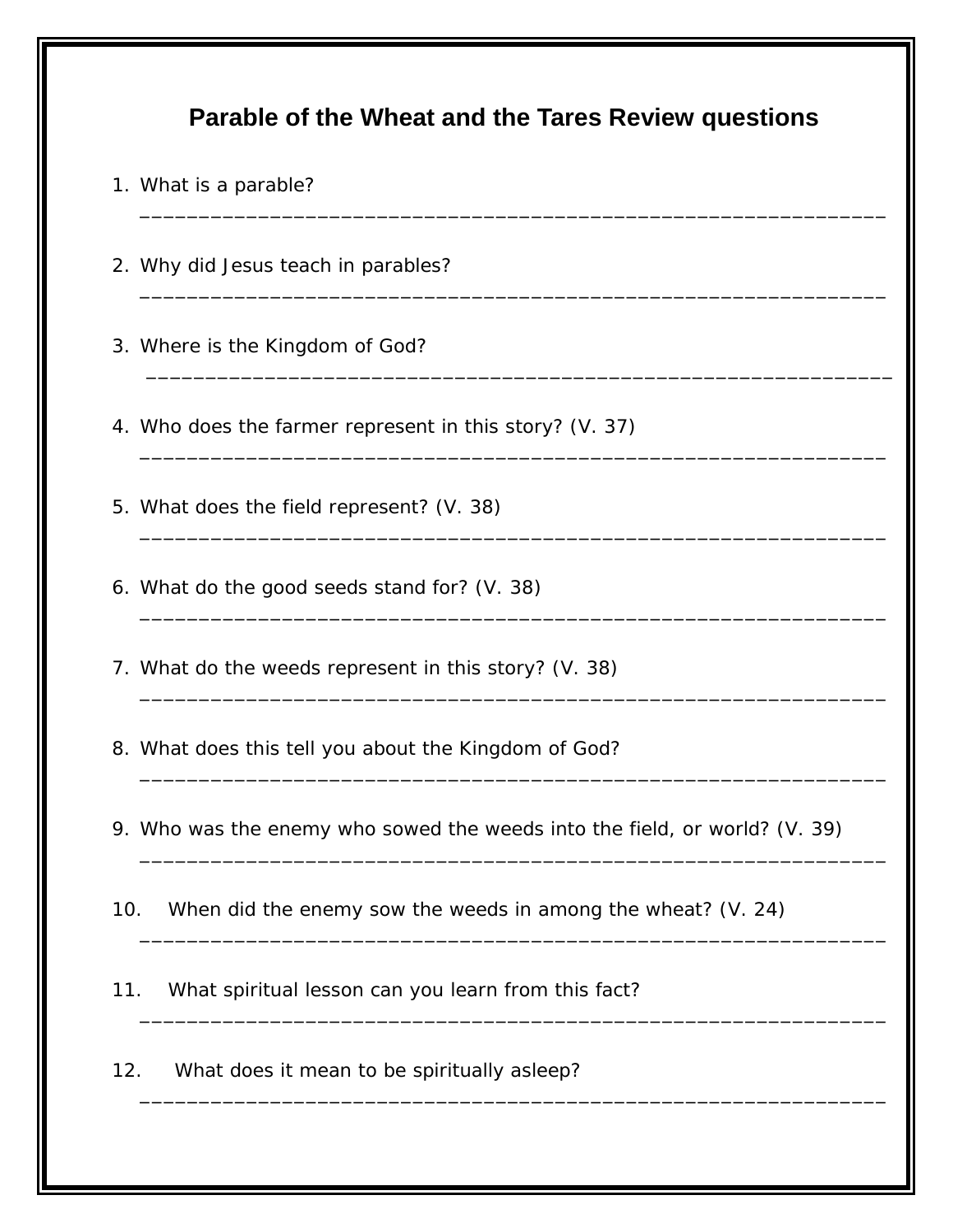# Parable of the Wheat and the Tares Review questions

1. What is a parable?

   ___________________________________________________________________

2. Why did Jesus teach in parables?

   ___________________________________________________________________

3. Where is the Kingdom of God?

   ___________________________________________________________________

4. Who does the farmer represent in this story? (V. 37)

   ___________________________________________________________________

5. What does the field represent? (V. 38)

   ___________________________________________________________________

6. What do the good seeds stand for? (V. 38)

   ___________________________________________________________________

7. What do the weeds represent in this story? (V. 38)

   ___________________________________________________________________

8. What does this tell you about the Kingdom of God?

   ___________________________________________________________________

9. Who was the enemy who sowed the weeds into the field, or world? (V. 39)

   ___________________________________________________________________

10. When did the enemy sow the weeds in among the wheat? (V. 24)

    ___________________________________________________________________

11. What spiritual lesson can you learn from this fact?

    ___________________________________________________________________

12. What does it mean to be spiritually asleep?

    ___________________________________________________________________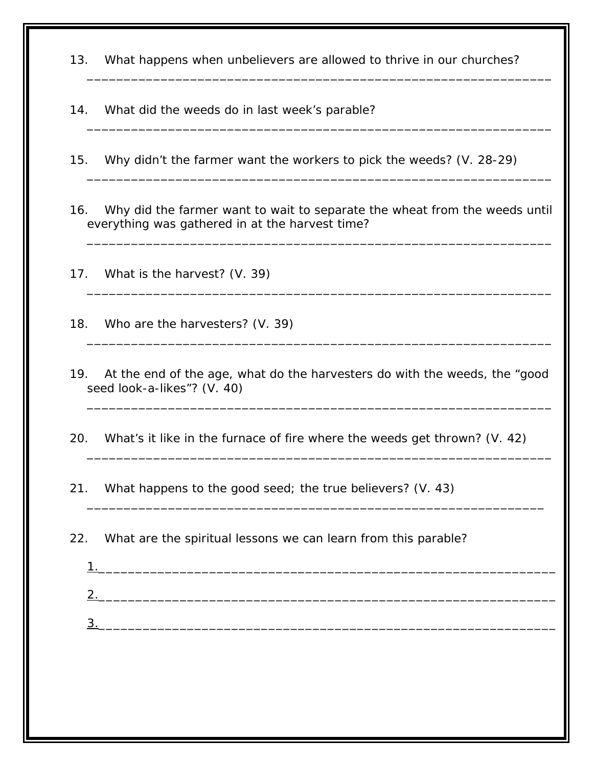13. What happens when unbelievers are allowed to thrive in our churches?

_________________________________________________________________

14. What did the weeds do in last week's parable?

_________________________________________________________________

15. Why didn't the farmer want the workers to pick the weeds? (V. 28-29)

_________________________________________________________________

16. Why did the farmer want to wait to separate the wheat from the weeds until everything was gathered in at the harvest time?

_________________________________________________________________

17. What is the harvest? (V. 39)

_________________________________________________________________

18. Who are the harvesters? (V. 39)

_________________________________________________________________

19. At the end of the age, what do the harvesters do with the weeds, the "good seed look-a-likes"? (V. 40)

_________________________________________________________________

20. What's it like in the furnace of fire where the weeds get thrown? (V. 42)

_________________________________________________________________

21. What happens to the good seed; the true believers? (V. 43)

_________________________________________________________________

22. What are the spiritual lessons we can learn from this parable?

1. _______________________________________________________________

2. _______________________________________________________________

3. _______________________________________________________________